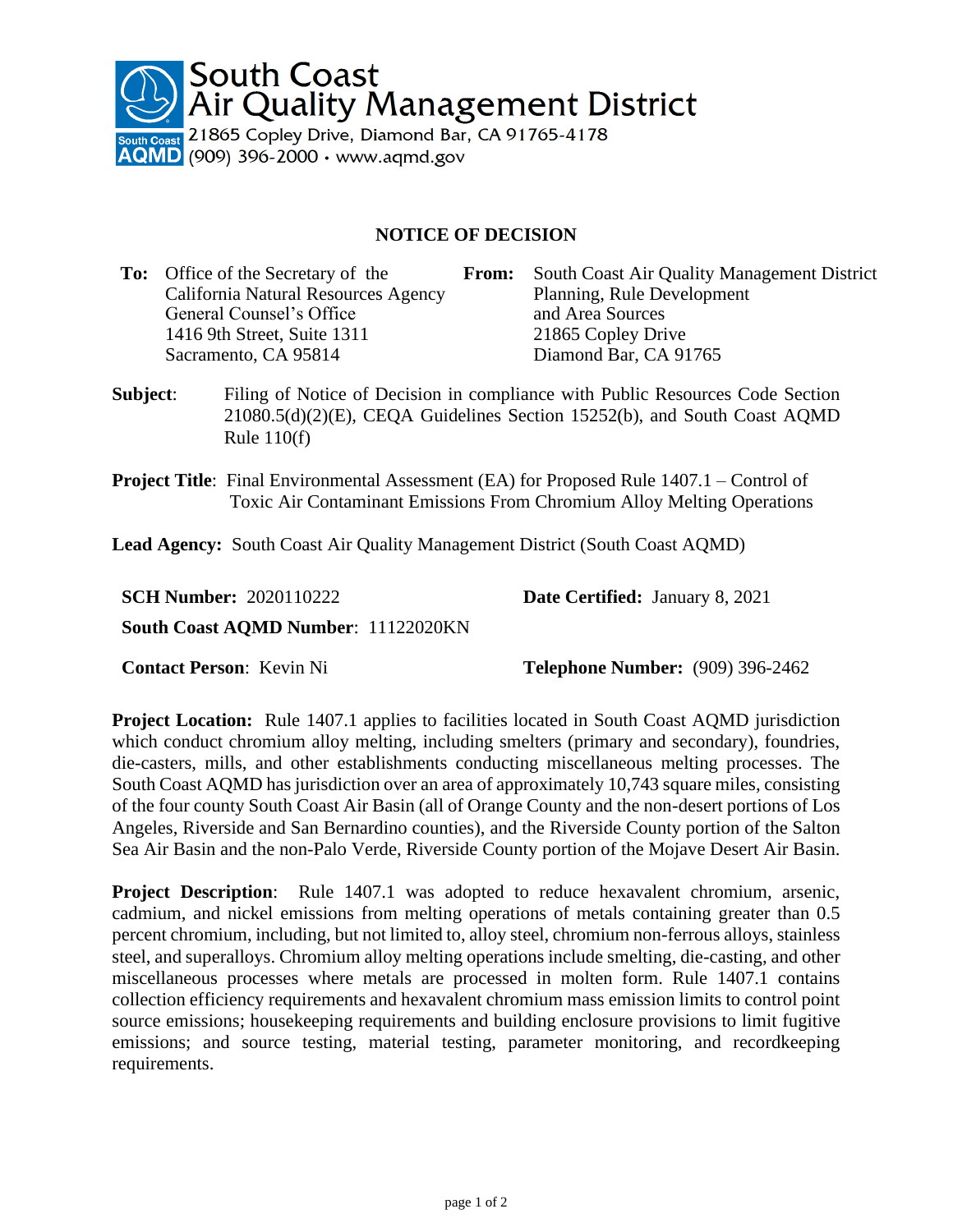# South Coast Air Quality Management District

21865 Copley Drive, Diamond Bar, CA 91765-4178
(909) 396-2000 • www.aqmd.gov

## NOTICE OF DECISION

**To:** Office of the Secretary of the California Natural Resources Agency
General Counsel's Office
1416 9th Street, Suite 1311
Sacramento, CA 95814

**From:** South Coast Air Quality Management District
Planning, Rule Development and Area Sources
21865 Copley Drive
Diamond Bar, CA 91765

**Subject**: Filing of Notice of Decision in compliance with Public Resources Code Section 21080.5(d)(2)(E), CEQA Guidelines Section 15252(b), and South Coast AQMD Rule 110(f)

**Project Title**: Final Environmental Assessment (EA) for Proposed Rule 1407.1 – Control of Toxic Air Contaminant Emissions From Chromium Alloy Melting Operations

**Lead Agency:** South Coast Air Quality Management District (South Coast AQMD)

**SCH Number:** 2020110222

**Date Certified:** January 8, 2021

**South Coast AQMD Number**: 11122020KN

**Contact Person**: Kevin Ni

**Telephone Number:** (909) 396-2462

**Project Location:** Rule 1407.1 applies to facilities located in South Coast AQMD jurisdiction which conduct chromium alloy melting, including smelters (primary and secondary), foundries, die-casters, mills, and other establishments conducting miscellaneous melting processes. The South Coast AQMD has jurisdiction over an area of approximately 10,743 square miles, consisting of the four county South Coast Air Basin (all of Orange County and the non-desert portions of Los Angeles, Riverside and San Bernardino counties), and the Riverside County portion of the Salton Sea Air Basin and the non-Palo Verde, Riverside County portion of the Mojave Desert Air Basin.

**Project Description**: Rule 1407.1 was adopted to reduce hexavalent chromium, arsenic, cadmium, and nickel emissions from melting operations of metals containing greater than 0.5 percent chromium, including, but not limited to, alloy steel, chromium non-ferrous alloys, stainless steel, and superalloys. Chromium alloy melting operations include smelting, die-casting, and other miscellaneous processes where metals are processed in molten form. Rule 1407.1 contains collection efficiency requirements and hexavalent chromium mass emission limits to control point source emissions; housekeeping requirements and building enclosure provisions to limit fugitive emissions; and source testing, material testing, parameter monitoring, and recordkeeping requirements.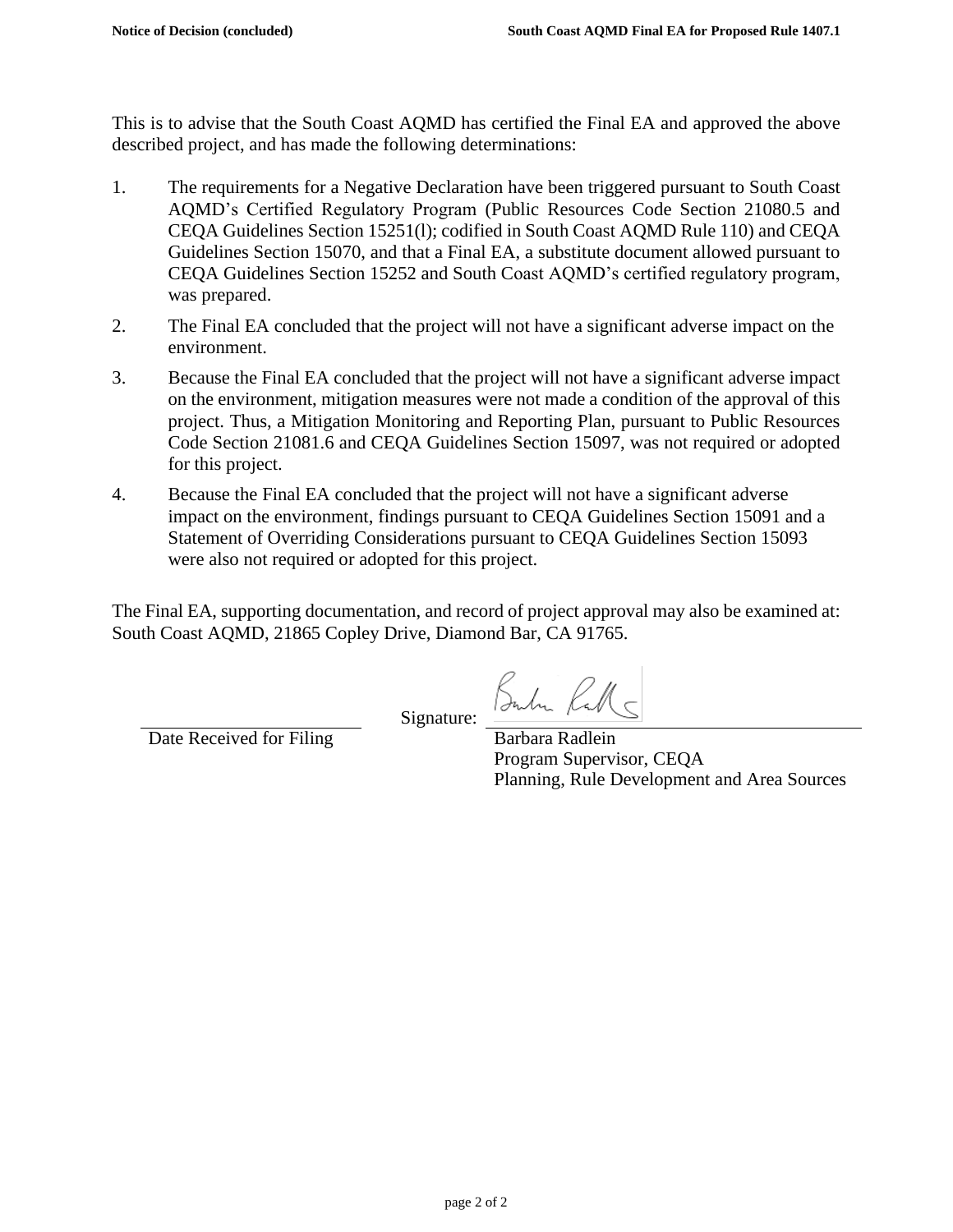This is to advise that the South Coast AQMD has certified the Final EA and approved the above described project, and has made the following determinations:

1. The requirements for a Negative Declaration have been triggered pursuant to South Coast AQMD's Certified Regulatory Program (Public Resources Code Section 21080.5 and CEQA Guidelines Section 15251(l); codified in South Coast AQMD Rule 110) and CEQA Guidelines Section 15070, and that a Final EA, a substitute document allowed pursuant to CEQA Guidelines Section 15252 and South Coast AQMD's certified regulatory program, was prepared.
2. The Final EA concluded that the project will not have a significant adverse impact on the environment.
3. Because the Final EA concluded that the project will not have a significant adverse impact on the environment, mitigation measures were not made a condition of the approval of this project. Thus, a Mitigation Monitoring and Reporting Plan, pursuant to Public Resources Code Section 21081.6 and CEQA Guidelines Section 15097, was not required or adopted for this project.
4. Because the Final EA concluded that the project will not have a significant adverse impact on the environment, findings pursuant to CEQA Guidelines Section 15091 and a Statement of Overriding Considerations pursuant to CEQA Guidelines Section 15093 were also not required or adopted for this project.

The Final EA, supporting documentation, and record of project approval may also be examined at: South Coast AQMD, 21865 Copley Drive, Diamond Bar, CA 91765.

Date Received for Filing

Signature: 

Barbara Radlein
Program Supervisor, CEQA
Planning, Rule Development and Area Sources